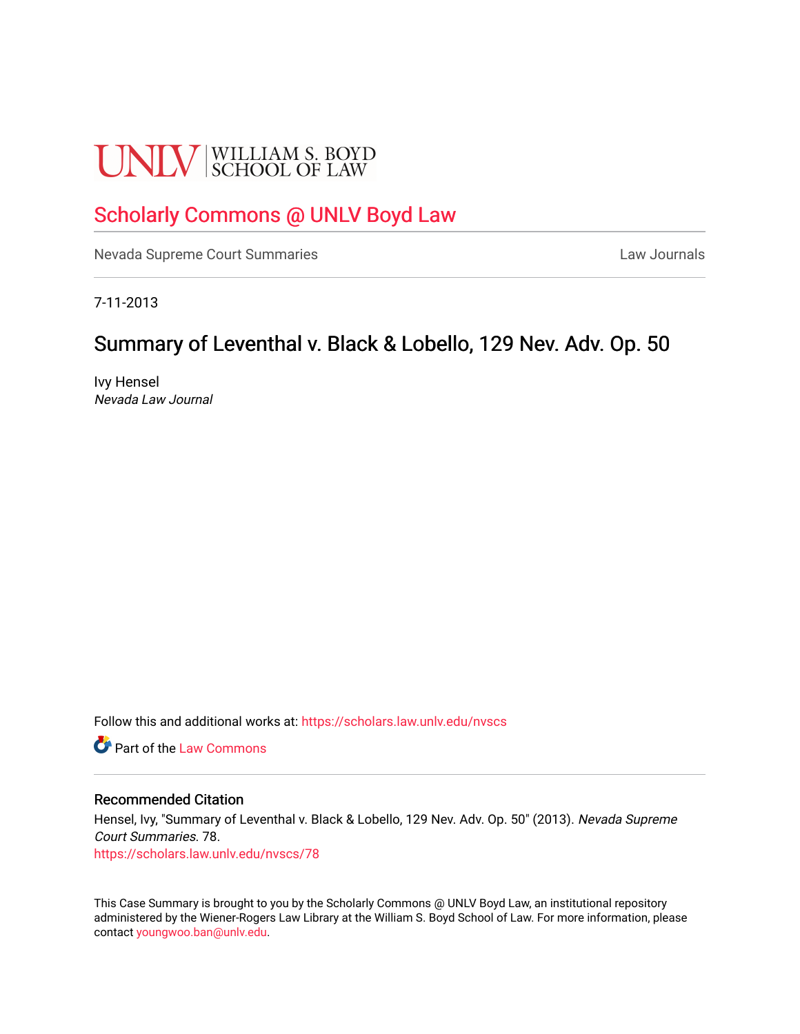UNLV | WILLIAM S. BOYD SCHOOL OF LAW

# Scholarly Commons @ UNLV Boyd Law

Nevada Supreme Court Summaries | Law Journals

7-11-2013

## Summary of Leventhal v. Black & Lobello, 129 Nev. Adv. Op. 50

Ivy Hensel
*Nevada Law Journal*

Follow this and additional works at: https://scholars.law.unlv.edu/nvscs

Part of the Law Commons

### Recommended Citation

Hensel, Ivy, "Summary of Leventhal v. Black & Lobello, 129 Nev. Adv. Op. 50" (2013). *Nevada Supreme Court Summaries*. 78.
https://scholars.law.unlv.edu/nvscs/78

This Case Summary is brought to you by the Scholarly Commons @ UNLV Boyd Law, an institutional repository administered by the Wiener-Rogers Law Library at the William S. Boyd School of Law. For more information, please contact youngwoo.ban@unlv.edu.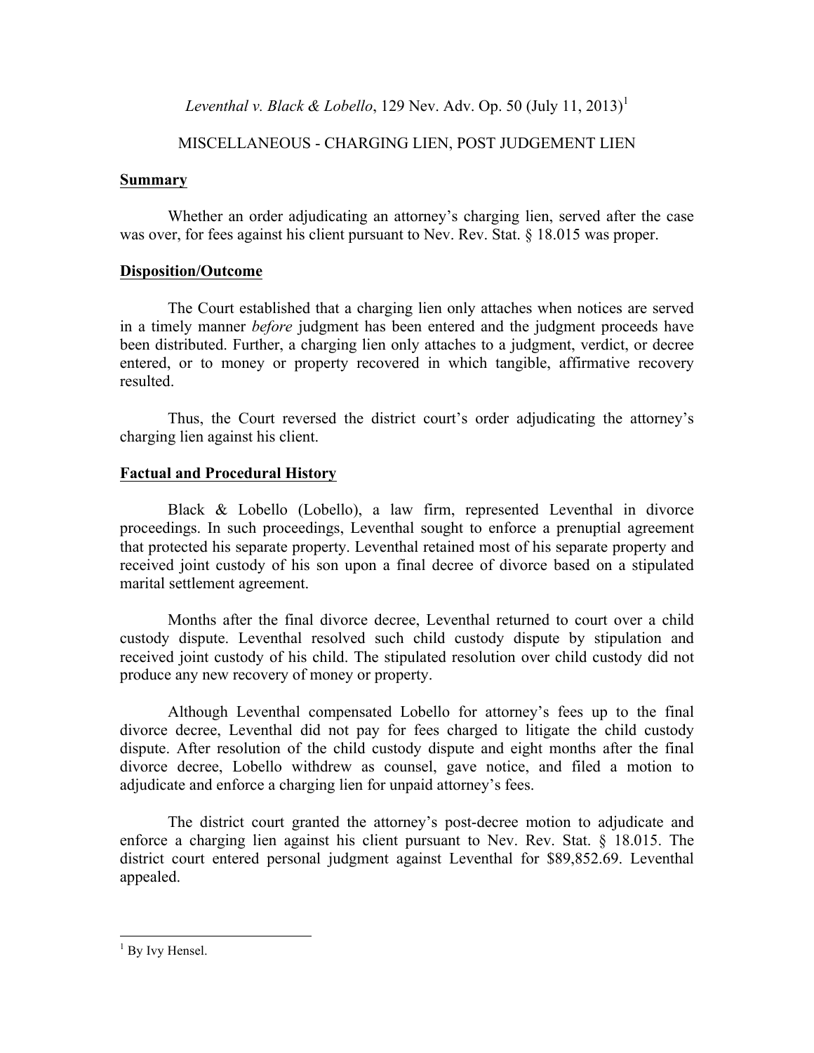*Leventhal v. Black & Lobello*, 129 Nev. Adv. Op. 50 (July 11, 2013)[1]

MISCELLANEOUS - CHARGING LIEN, POST JUDGEMENT LIEN

**Summary**

Whether an order adjudicating an attorney's charging lien, served after the case was over, for fees against his client pursuant to Nev. Rev. Stat. § 18.015 was proper.

**Disposition/Outcome**

The Court established that a charging lien only attaches when notices are served in a timely manner *before* judgment has been entered and the judgment proceeds have been distributed. Further, a charging lien only attaches to a judgment, verdict, or decree entered, or to money or property recovered in which tangible, affirmative recovery resulted.

Thus, the Court reversed the district court's order adjudicating the attorney's charging lien against his client.

**Factual and Procedural History**

Black & Lobello (Lobello), a law firm, represented Leventhal in divorce proceedings. In such proceedings, Leventhal sought to enforce a prenuptial agreement that protected his separate property. Leventhal retained most of his separate property and received joint custody of his son upon a final decree of divorce based on a stipulated marital settlement agreement.

Months after the final divorce decree, Leventhal returned to court over a child custody dispute. Leventhal resolved such child custody dispute by stipulation and received joint custody of his child. The stipulated resolution over child custody did not produce any new recovery of money or property.

Although Leventhal compensated Lobello for attorney's fees up to the final divorce decree, Leventhal did not pay for fees charged to litigate the child custody dispute. After resolution of the child custody dispute and eight months after the final divorce decree, Lobello withdrew as counsel, gave notice, and filed a motion to adjudicate and enforce a charging lien for unpaid attorney's fees.

The district court granted the attorney's post-decree motion to adjudicate and enforce a charging lien against his client pursuant to Nev. Rev. Stat. § 18.015. The district court entered personal judgment against Leventhal for $89,852.69. Leventhal appealed.

---

[1] By Ivy Hensel.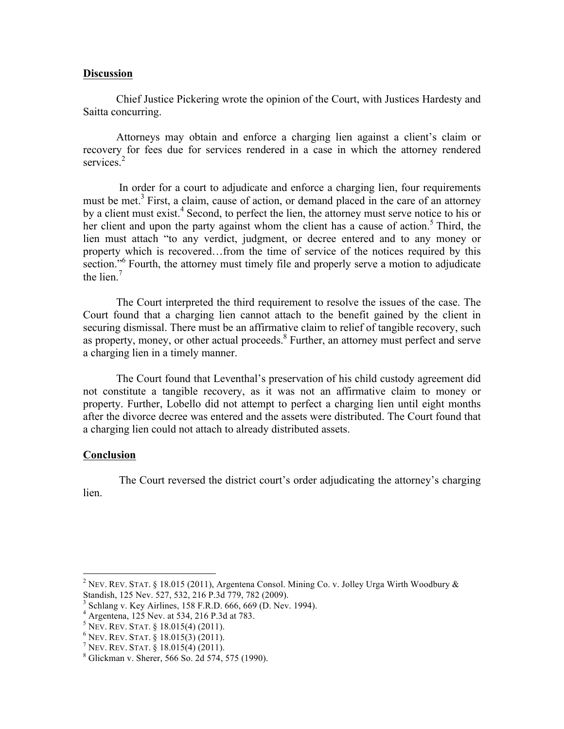**Discussion**

Chief Justice Pickering wrote the opinion of the Court, with Justices Hardesty and Saitta concurring.

Attorneys may obtain and enforce a charging lien against a client's claim or recovery for fees due for services rendered in a case in which the attorney rendered services.[2]

In order for a court to adjudicate and enforce a charging lien, four requirements must be met.[3] First, a claim, cause of action, or demand placed in the care of an attorney by a client must exist.[4] Second, to perfect the lien, the attorney must serve notice to his or her client and upon the party against whom the client has a cause of action.[5] Third, the lien must attach "to any verdict, judgment, or decree entered and to any money or property which is recovered…from the time of service of the notices required by this section."[6] Fourth, the attorney must timely file and properly serve a motion to adjudicate the lien.[7]

The Court interpreted the third requirement to resolve the issues of the case. The Court found that a charging lien cannot attach to the benefit gained by the client in securing dismissal. There must be an affirmative claim to relief of tangible recovery, such as property, money, or other actual proceeds.[8] Further, an attorney must perfect and serve a charging lien in a timely manner.

The Court found that Leventhal's preservation of his child custody agreement did not constitute a tangible recovery, as it was not an affirmative claim to money or property. Further, Lobello did not attempt to perfect a charging lien until eight months after the divorce decree was entered and the assets were distributed. The Court found that a charging lien could not attach to already distributed assets.

**Conclusion**

The Court reversed the district court's order adjudicating the attorney's charging lien.

---

[2] NEV. REV. STAT. § 18.015 (2011), Argentena Consol. Mining Co. v. Jolley Urga Wirth Woodbury & Standish, 125 Nev. 527, 532, 216 P.3d 779, 782 (2009).
[3] Schlang v. Key Airlines, 158 F.R.D. 666, 669 (D. Nev. 1994).
[4] Argentena, 125 Nev. at 534, 216 P.3d at 783.
[5] NEV. REV. STAT. § 18.015(4) (2011).
[6] NEV. REV. STAT. § 18.015(3) (2011).
[7] NEV. REV. STAT. § 18.015(4) (2011).
[8] Glickman v. Sherer, 566 So. 2d 574, 575 (1990).